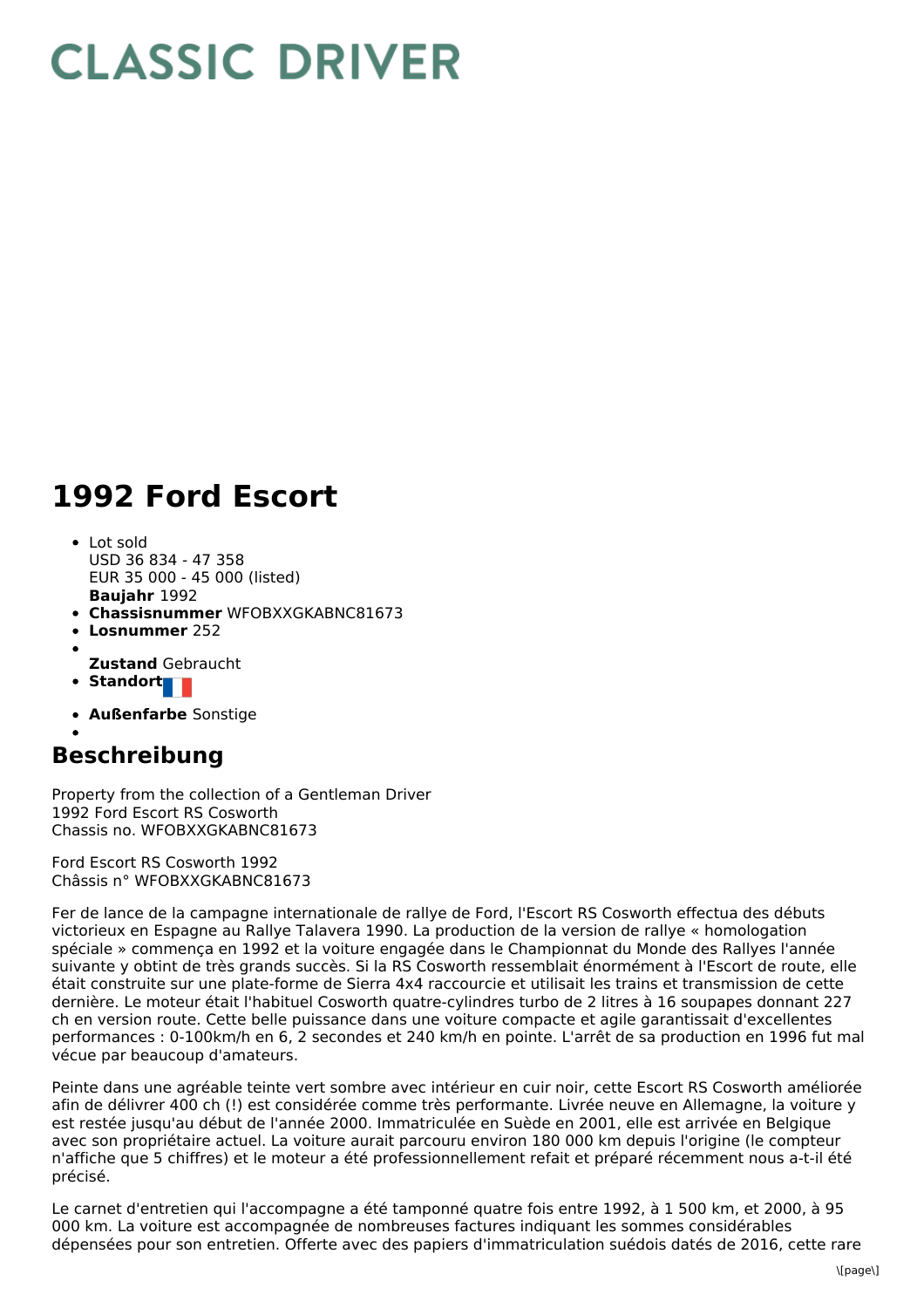# CLASSIC DRIVER

# 1992 Ford Escort

- Lot sold
  USD 36 834 - 47 358
  EUR 35 000 - 45 000 (listed)
  **Baujahr** 1992
- **Chassisnummer** WFOBXXGKABNC81673
- **Losnummer** 252
- **Zustand** Gebraucht
- **Standort**
- **Außenfarbe** Sonstige

## Beschreibung

Property from the collection of a Gentleman Driver
1992 Ford Escort RS Cosworth
Chassis no. WFOBXXGKABNC81673

Ford Escort RS Cosworth 1992
Châssis n° WFOBXXGKABNC81673

Fer de lance de la campagne internationale de rallye de Ford, l'Escort RS Cosworth effectua des débuts victorieux en Espagne au Rallye Talavera 1990. La production de la version de rallye « homologation spéciale » commença en 1992 et la voiture engagée dans le Championnat du Monde des Rallyes l'année suivante y obtint de très grands succès. Si la RS Cosworth ressemblait énormément à l'Escort de route, elle était construite sur une plate-forme de Sierra 4x4 raccourcie et utilisait les trains et transmission de cette dernière. Le moteur était l'habituel Cosworth quatre-cylindres turbo de 2 litres à 16 soupapes donnant 227 ch en version route. Cette belle puissance dans une voiture compacte et agile garantissait d'excellentes performances : 0-100km/h en 6, 2 secondes et 240 km/h en pointe. L'arrêt de sa production en 1996 fut mal vécue par beaucoup d'amateurs.

Peinte dans une agréable teinte vert sombre avec intérieur en cuir noir, cette Escort RS Cosworth améliorée afin de délivrer 400 ch (!) est considérée comme très performante. Livrée neuve en Allemagne, la voiture y est restée jusqu'au début de l'année 2000. Immatriculée en Suède en 2001, elle est arrivée en Belgique avec son propriétaire actuel. La voiture aurait parcouru environ 180 000 km depuis l'origine (le compteur n'affiche que 5 chiffres) et le moteur a été professionnellement refait et préparé récemment nous a-t-il été précisé.

Le carnet d'entretien qui l'accompagne a été tamponné quatre fois entre 1992, à 1 500 km, et 2000, à 95 000 km. La voiture est accompagnée de nombreuses factures indiquant les sommes considérables dépensées pour son entretien. Offerte avec des papiers d'immatriculation suédois datés de 2016, cette rare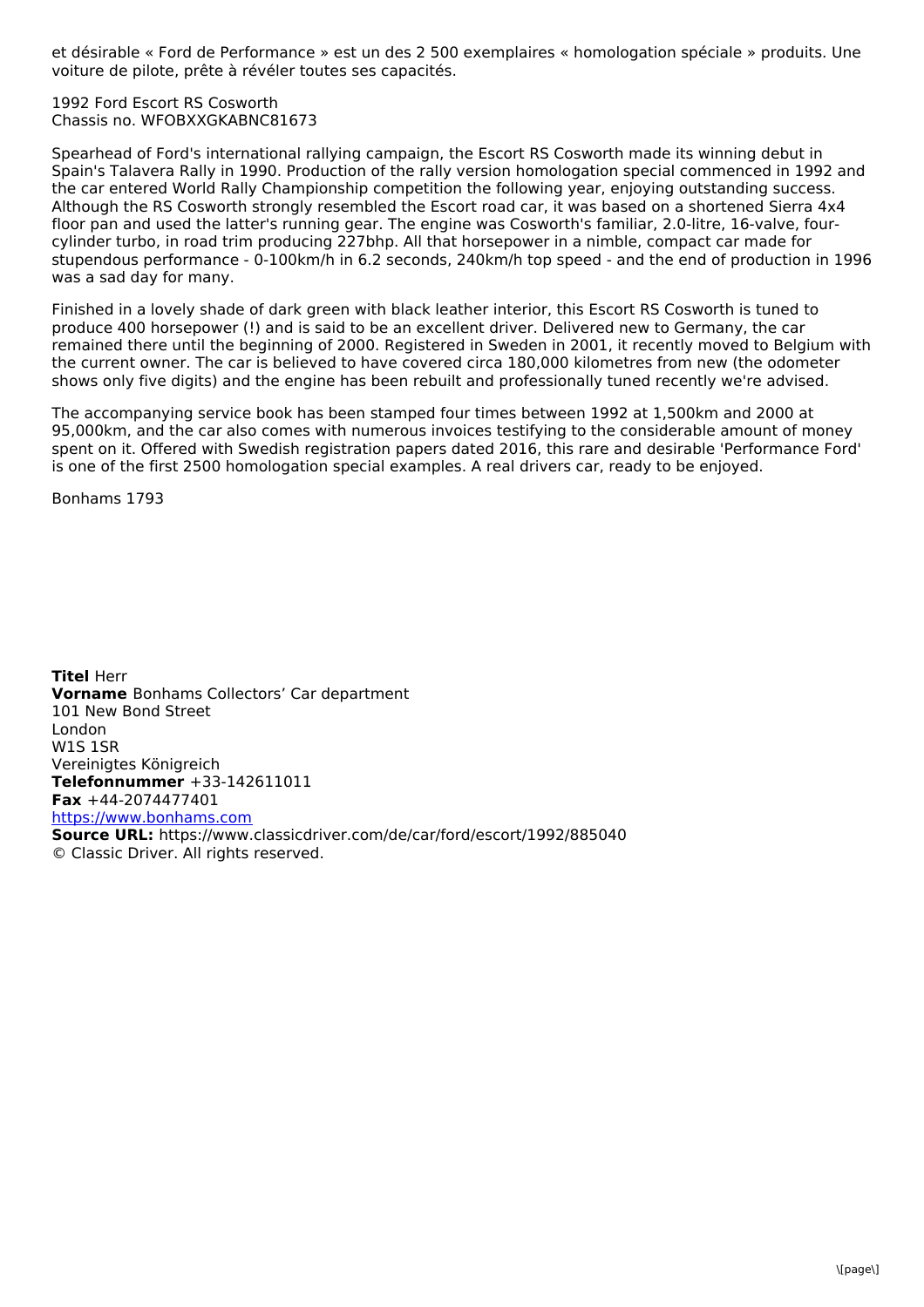et désirable « Ford de Performance » est un des 2 500 exemplaires « homologation spéciale » produits. Une voiture de pilote, prête à révéler toutes ses capacités.

1992 Ford Escort RS Cosworth
Chassis no. WFOBXXGKABNC81673

Spearhead of Ford's international rallying campaign, the Escort RS Cosworth made its winning debut in Spain's Talavera Rally in 1990. Production of the rally version homologation special commenced in 1992 and the car entered World Rally Championship competition the following year, enjoying outstanding success. Although the RS Cosworth strongly resembled the Escort road car, it was based on a shortened Sierra 4x4 floor pan and used the latter's running gear. The engine was Cosworth's familiar, 2.0-litre, 16-valve, four-cylinder turbo, in road trim producing 227bhp. All that horsepower in a nimble, compact car made for stupendous performance - 0-100km/h in 6.2 seconds, 240km/h top speed - and the end of production in 1996 was a sad day for many.

Finished in a lovely shade of dark green with black leather interior, this Escort RS Cosworth is tuned to produce 400 horsepower (!) and is said to be an excellent driver. Delivered new to Germany, the car remained there until the beginning of 2000. Registered in Sweden in 2001, it recently moved to Belgium with the current owner. The car is believed to have covered circa 180,000 kilometres from new (the odometer shows only five digits) and the engine has been rebuilt and professionally tuned recently we're advised.

The accompanying service book has been stamped four times between 1992 at 1,500km and 2000 at 95,000km, and the car also comes with numerous invoices testifying to the considerable amount of money spent on it. Offered with Swedish registration papers dated 2016, this rare and desirable 'Performance Ford' is one of the first 2500 homologation special examples. A real drivers car, ready to be enjoyed.

Bonhams 1793

**Titel** Herr
**Vorname** Bonhams Collectors’ Car department
101 New Bond Street
London
W1S 1SR
Vereinigtes Königreich
**Telefonnummer** +33-142611011
**Fax** +44-2074477401
[https://www.bonhams.com](https://www.bonhams.com)
**Source URL:** https://www.classicdriver.com/de/car/ford/escort/1992/885040
© Classic Driver. All rights reserved.